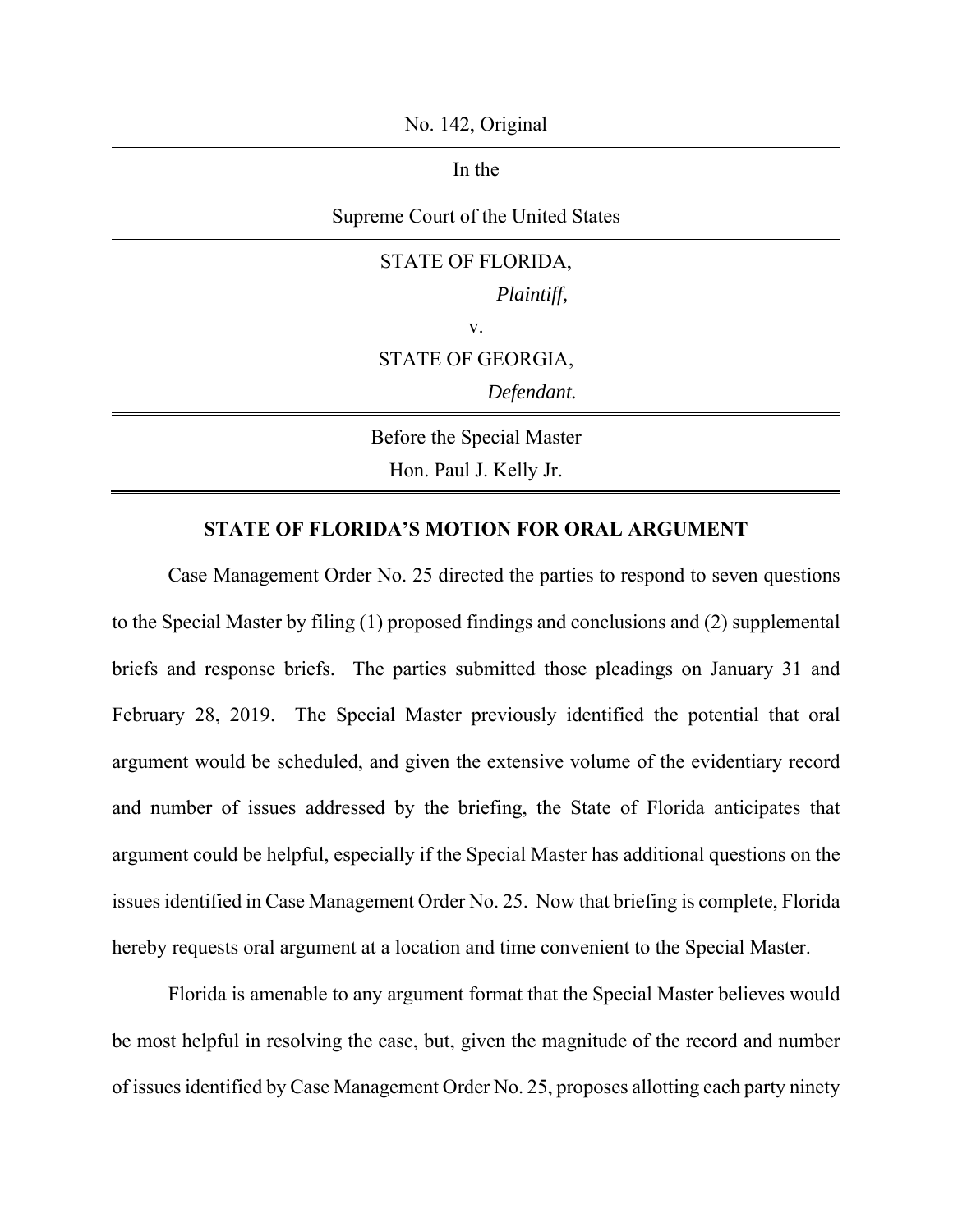No. 142, Original

---

In the

Supreme Court of the United States

---

STATE OF FLORIDA,

*Plaintiff,*

v.

STATE OF GEORGIA,

*Defendant.*

---

Before the Special Master

Hon. Paul J. Kelly Jr.

---

**STATE OF FLORIDA'S MOTION FOR ORAL ARGUMENT**

Case Management Order No. 25 directed the parties to respond to seven questions to the Special Master by filing (1) proposed findings and conclusions and (2) supplemental briefs and response briefs. The parties submitted those pleadings on January 31 and February 28, 2019. The Special Master previously identified the potential that oral argument would be scheduled, and given the extensive volume of the evidentiary record and number of issues addressed by the briefing, the State of Florida anticipates that argument could be helpful, especially if the Special Master has additional questions on the issues identified in Case Management Order No. 25. Now that briefing is complete, Florida hereby requests oral argument at a location and time convenient to the Special Master.

Florida is amenable to any argument format that the Special Master believes would be most helpful in resolving the case, but, given the magnitude of the record and number of issues identified by Case Management Order No. 25, proposes allotting each party ninety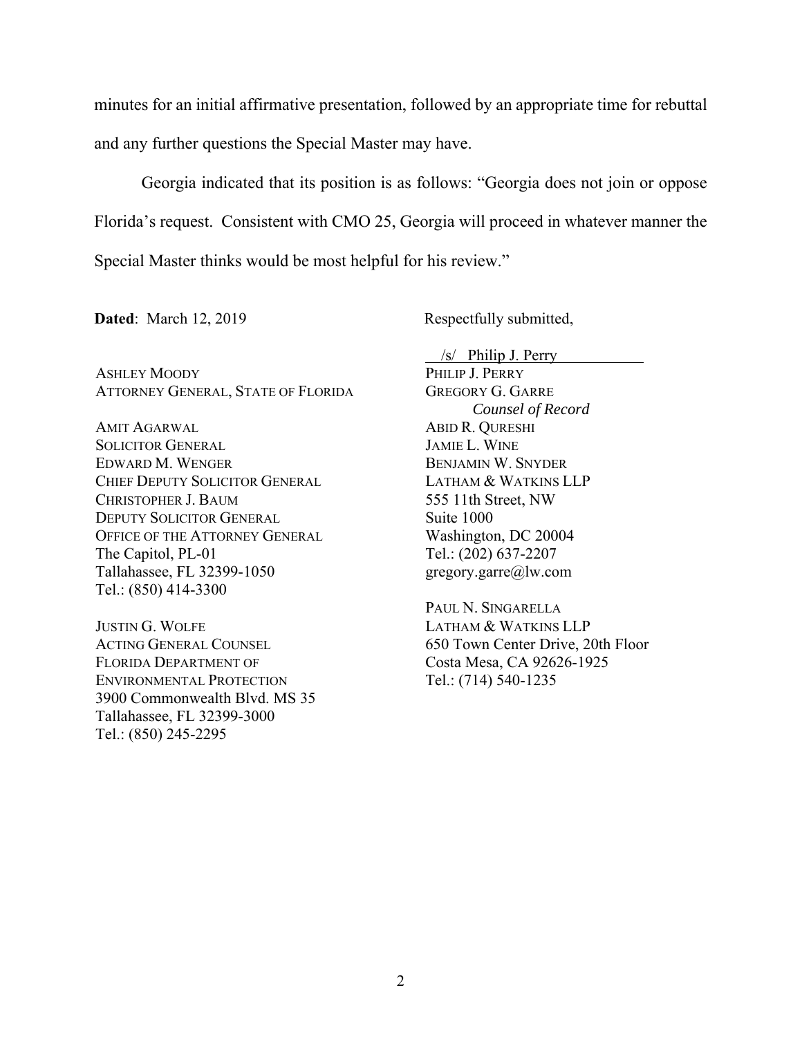minutes for an initial affirmative presentation, followed by an appropriate time for rebuttal and any further questions the Special Master may have.

Georgia indicated that its position is as follows: "Georgia does not join or oppose Florida's request. Consistent with CMO 25, Georgia will proceed in whatever manner the Special Master thinks would be most helpful for his review."

**Dated**: March 12, 2019

Respectfully submitted,

/s/ Philip J. Perry
PHILIP J. PERRY
GREGORY G. GARRE
*Counsel of Record*
ABID R. QURESHI
JAMIE L. WINE
BENJAMIN W. SNYDER
LATHAM & WATKINS LLP
555 11th Street, NW
Suite 1000
Washington, DC 20004
Tel.: (202) 637-2207
gregory.garre@lw.com

PAUL N. SINGARELLA
LATHAM & WATKINS LLP
650 Town Center Drive, 20th Floor
Costa Mesa, CA 92626-1925
Tel.: (714) 540-1235

ASHLEY MOODY
ATTORNEY GENERAL, STATE OF FLORIDA

AMIT AGARWAL
SOLICITOR GENERAL
EDWARD M. WENGER
CHIEF DEPUTY SOLICITOR GENERAL
CHRISTOPHER J. BAUM
DEPUTY SOLICITOR GENERAL
OFFICE OF THE ATTORNEY GENERAL
The Capitol, PL-01
Tallahassee, FL 32399-1050
Tel.: (850) 414-3300

JUSTIN G. WOLFE
ACTING GENERAL COUNSEL
FLORIDA DEPARTMENT OF
ENVIRONMENTAL PROTECTION
3900 Commonwealth Blvd. MS 35
Tallahassee, FL 32399-3000
Tel.: (850) 245-2295